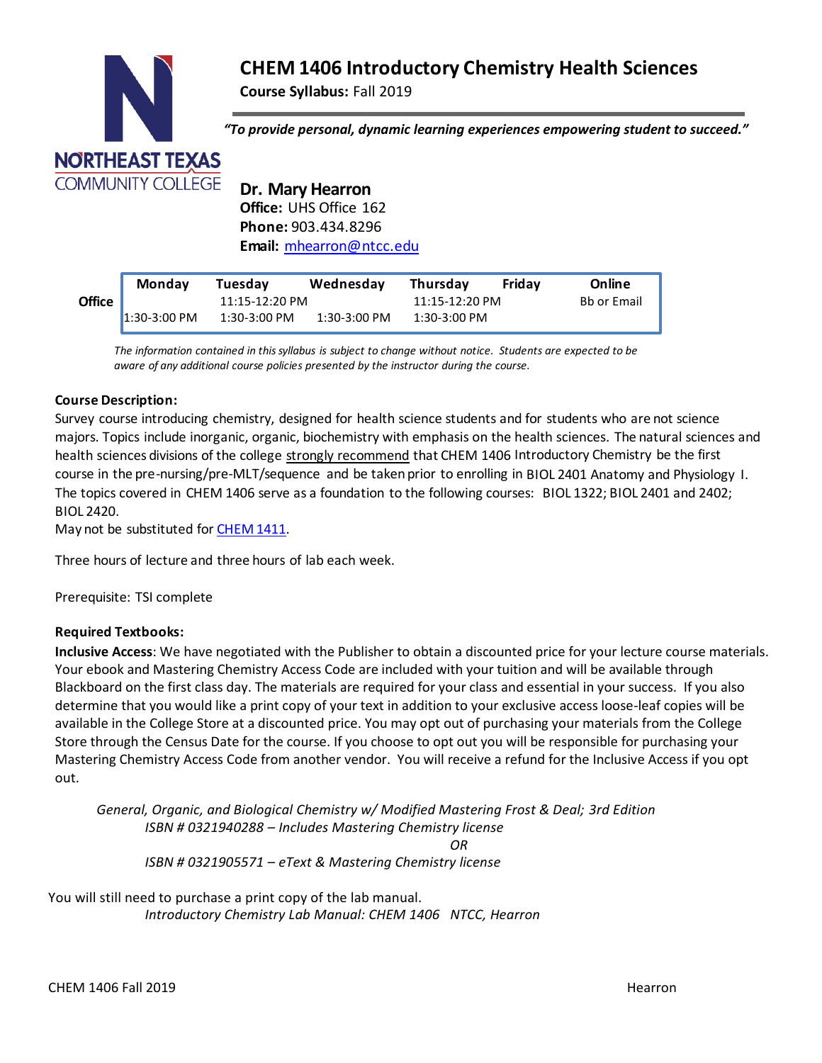# CHEM 1406 Introductory Chemistry Health Sciences

**Course Syllabus:** Fall 2019

*"To provide personal, dynamic learning experiences empowering student to succeed."*

NORTHEAST TEXAS COMMUNITY COLLEGE

**Dr. Mary Hearron**
**Office:** UHS Office 162
**Phone:** 903.434.8296
**Email:** mhearron@ntcc.edu

| | Monday | Tuesday | Wednesday | Thursday | Friday | Online |
|---|---|---|---|---|---|---|
| Office | | 11:15-12:20 PM | | 11:15-12:20 PM | | Bb or Email |
| | 1:30-3:00 PM | 1:30-3:00 PM | 1:30-3:00 PM | 1:30-3:00 PM | | |

*The information contained in this syllabus is subject to change without notice. Students are expected to be aware of any additional course policies presented by the instructor during the course.*

**Course Description:**

Survey course introducing chemistry, designed for health science students and for students who are not science majors. Topics include inorganic, organic, biochemistry with emphasis on the health sciences. The natural sciences and health sciences divisions of the college strongly recommend that CHEM 1406 Introductory Chemistry be the first course in the pre-nursing/pre-MLT/sequence and be taken prior to enrolling in BIOL 2401 Anatomy and Physiology I. The topics covered in CHEM 1406 serve as a foundation to the following courses: BIOL 1322; BIOL 2401 and 2402; BIOL 2420.

May not be substituted for CHEM 1411.

Three hours of lecture and three hours of lab each week.

Prerequisite: TSI complete

**Required Textbooks:**

**Inclusive Access**: We have negotiated with the Publisher to obtain a discounted price for your lecture course materials. Your ebook and Mastering Chemistry Access Code are included with your tuition and will be available through Blackboard on the first class day. The materials are required for your class and essential in your success. If you also determine that you would like a print copy of your text in addition to your exclusive access loose-leaf copies will be available in the College Store at a discounted price. You may opt out of purchasing your materials from the College Store through the Census Date for the course. If you choose to opt out you will be responsible for purchasing your Mastering Chemistry Access Code from another vendor. You will receive a refund for the Inclusive Access if you opt out.

*General, Organic, and Biological Chemistry w/ Modified Mastering Frost & Deal; 3rd Edition*
*ISBN # 0321940288 – Includes Mastering Chemistry license*
*OR*
*ISBN # 0321905571 – eText & Mastering Chemistry license*

You will still need to purchase a print copy of the lab manual.
*Introductory Chemistry Lab Manual: CHEM 1406 NTCC, Hearron*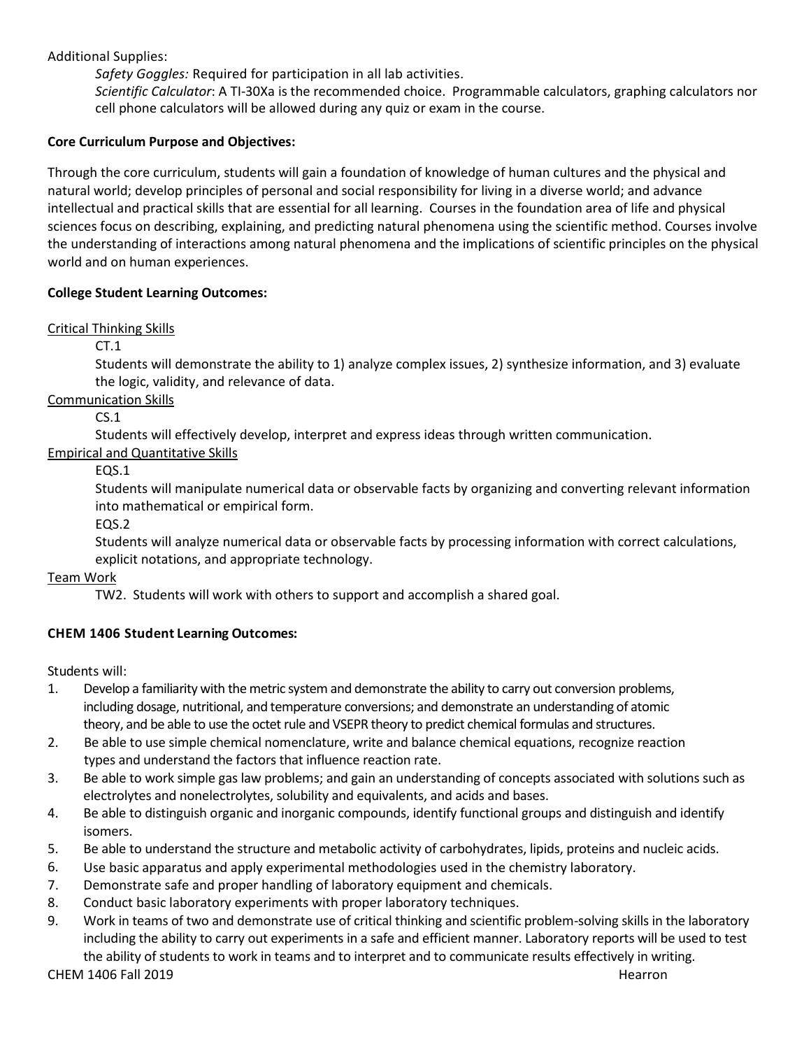Additional Supplies:

*Safety Goggles:* Required for participation in all lab activities.

*Scientific Calculator*: A TI-30Xa is the recommended choice. Programmable calculators, graphing calculators nor cell phone calculators will be allowed during any quiz or exam in the course.

**Core Curriculum Purpose and Objectives:**

Through the core curriculum, students will gain a foundation of knowledge of human cultures and the physical and natural world; develop principles of personal and social responsibility for living in a diverse world; and advance intellectual and practical skills that are essential for all learning. Courses in the foundation area of life and physical sciences focus on describing, explaining, and predicting natural phenomena using the scientific method. Courses involve the understanding of interactions among natural phenomena and the implications of scientific principles on the physical world and on human experiences.

**College Student Learning Outcomes:**

<u>Critical Thinking Skills</u>

CT.1

Students will demonstrate the ability to 1) analyze complex issues, 2) synthesize information, and 3) evaluate the logic, validity, and relevance of data.

<u>Communication Skills</u>

CS.1

Students will effectively develop, interpret and express ideas through written communication.

<u>Empirical and Quantitative Skills</u>

EQS.1

Students will manipulate numerical data or observable facts by organizing and converting relevant information into mathematical or empirical form.

EQS.2

Students will analyze numerical data or observable facts by processing information with correct calculations, explicit notations, and appropriate technology.

<u>Team Work</u>

TW2. Students will work with others to support and accomplish a shared goal.

**CHEM 1406 Student Learning Outcomes:**

Students will:

1. Develop a familiarity with the metric system and demonstrate the ability to carry out conversion problems, including dosage, nutritional, and temperature conversions; and demonstrate an understanding of atomic theory, and be able to use the octet rule and VSEPR theory to predict chemical formulas and structures.
2. Be able to use simple chemical nomenclature, write and balance chemical equations, recognize reaction types and understand the factors that influence reaction rate.
3. Be able to work simple gas law problems; and gain an understanding of concepts associated with solutions such as electrolytes and nonelectrolytes, solubility and equivalents, and acids and bases.
4. Be able to distinguish organic and inorganic compounds, identify functional groups and distinguish and identify isomers.
5. Be able to understand the structure and metabolic activity of carbohydrates, lipids, proteins and nucleic acids.
6. Use basic apparatus and apply experimental methodologies used in the chemistry laboratory.
7. Demonstrate safe and proper handling of laboratory equipment and chemicals.
8. Conduct basic laboratory experiments with proper laboratory techniques.
9. Work in teams of two and demonstrate use of critical thinking and scientific problem-solving skills in the laboratory including the ability to carry out experiments in a safe and efficient manner. Laboratory reports will be used to test the ability of students to work in teams and to interpret and to communicate results effectively in writing.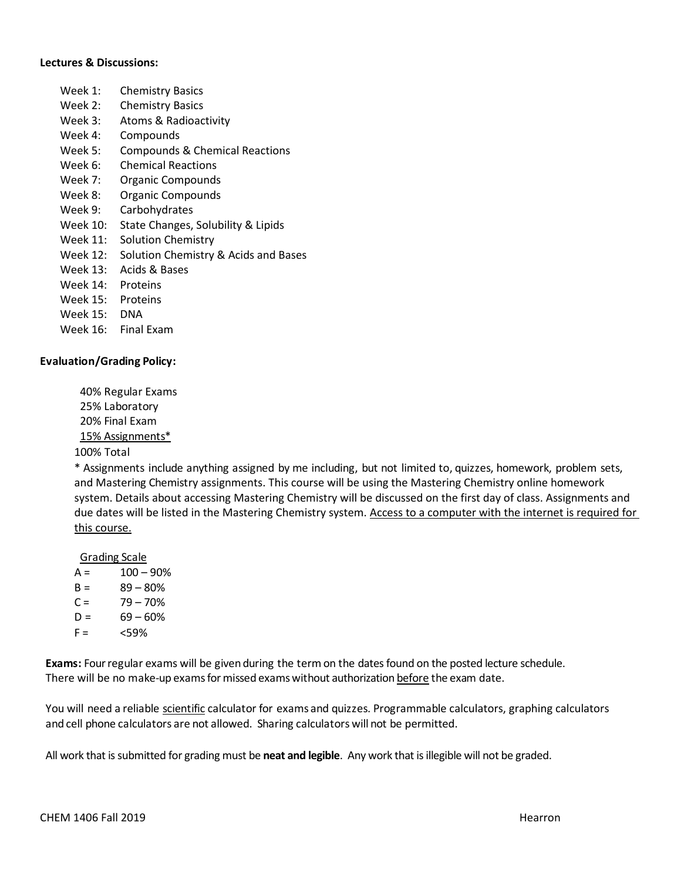**Lectures & Discussions:**

Week 1: Chemistry Basics
Week 2: Chemistry Basics
Week 3: Atoms & Radioactivity
Week 4: Compounds
Week 5: Compounds & Chemical Reactions
Week 6: Chemical Reactions
Week 7: Organic Compounds
Week 8: Organic Compounds
Week 9: Carbohydrates
Week 10: State Changes, Solubility & Lipids
Week 11: Solution Chemistry
Week 12: Solution Chemistry & Acids and Bases
Week 13: Acids & Bases
Week 14: Proteins
Week 15: Proteins
Week 15: DNA
Week 16: Final Exam

**Evaluation/Grading Policy:**

40% Regular Exams
25% Laboratory
20% Final Exam
<u>15% Assignments*</u>
100% Total

* Assignments include anything assigned by me including, but not limited to, quizzes, homework, problem sets, and Mastering Chemistry assignments. This course will be using the Mastering Chemistry online homework system. Details about accessing Mastering Chemistry will be discussed on the first day of class. Assignments and due dates will be listed in the Mastering Chemistry system. <u>Access to a computer with the internet is required for this course.</u>

<u>Grading Scale</u>

A = 100 – 90%
B = 89 – 80%
C = 79 – 70%
D = 69 – 60%
F = <59%

**Exams:** Four regular exams will be given during the term on the dates found on the posted lecture schedule. There will be no make-up exams for missed exams without authorization <u>before</u> the exam date.

You will need a reliable <u>scientific</u> calculator for exams and quizzes. Programmable calculators, graphing calculators and cell phone calculators are not allowed. Sharing calculators will not be permitted.

All work that is submitted for grading must be **neat and legible**. Any work that is illegible will not be graded.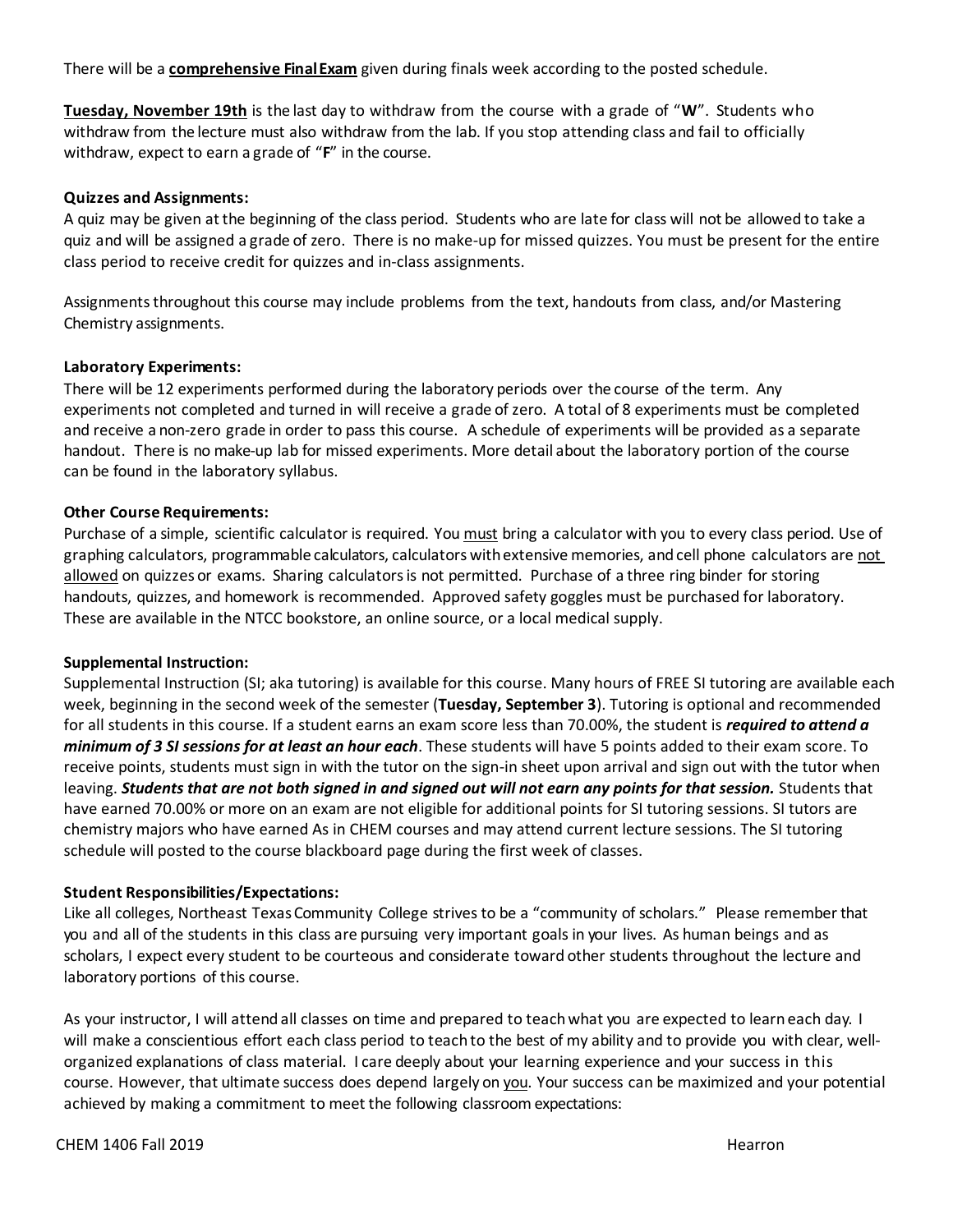There will be a **comprehensive Final Exam** given during finals week according to the posted schedule.

**Tuesday, November 19th** is the last day to withdraw from the course with a grade of "**W**". Students who withdraw from the lecture must also withdraw from the lab. If you stop attending class and fail to officially withdraw, expect to earn a grade of "**F**" in the course.

**Quizzes and Assignments:**

A quiz may be given at the beginning of the class period. Students who are late for class will not be allowed to take a quiz and will be assigned a grade of zero. There is no make-up for missed quizzes. You must be present for the entire class period to receive credit for quizzes and in-class assignments.

Assignments throughout this course may include problems from the text, handouts from class, and/or Mastering Chemistry assignments.

**Laboratory Experiments:**

There will be 12 experiments performed during the laboratory periods over the course of the term. Any experiments not completed and turned in will receive a grade of zero. A total of 8 experiments must be completed and receive a non-zero grade in order to pass this course. A schedule of experiments will be provided as a separate handout. There is no make-up lab for missed experiments. More detail about the laboratory portion of the course can be found in the laboratory syllabus.

**Other Course Requirements:**

Purchase of a simple, scientific calculator is required. You must bring a calculator with you to every class period. Use of graphing calculators, programmable calculators, calculators with extensive memories, and cell phone calculators are not allowed on quizzes or exams. Sharing calculators is not permitted. Purchase of a three ring binder for storing handouts, quizzes, and homework is recommended. Approved safety goggles must be purchased for laboratory. These are available in the NTCC bookstore, an online source, or a local medical supply.

**Supplemental Instruction:**

Supplemental Instruction (SI; aka tutoring) is available for this course. Many hours of FREE SI tutoring are available each week, beginning in the second week of the semester (**Tuesday, September 3**). Tutoring is optional and recommended for all students in this course. If a student earns an exam score less than 70.00%, the student is ***required to attend a minimum of 3 SI sessions for at least an hour each***. These students will have 5 points added to their exam score. To receive points, students must sign in with the tutor on the sign-in sheet upon arrival and sign out with the tutor when leaving. ***Students that are not both signed in and signed out will not earn any points for that session.*** Students that have earned 70.00% or more on an exam are not eligible for additional points for SI tutoring sessions. SI tutors are chemistry majors who have earned As in CHEM courses and may attend current lecture sessions. The SI tutoring schedule will posted to the course blackboard page during the first week of classes.

**Student Responsibilities/Expectations:**

Like all colleges, Northeast Texas Community College strives to be a "community of scholars." Please remember that you and all of the students in this class are pursuing very important goals in your lives. As human beings and as scholars, I expect every student to be courteous and considerate toward other students throughout the lecture and laboratory portions of this course.

As your instructor, I will attend all classes on time and prepared to teach what you are expected to learn each day. I will make a conscientious effort each class period to teach to the best of my ability and to provide you with clear, well-organized explanations of class material. I care deeply about your learning experience and your success in this course. However, that ultimate success does depend largely on you. Your success can be maximized and your potential achieved by making a commitment to meet the following classroom expectations: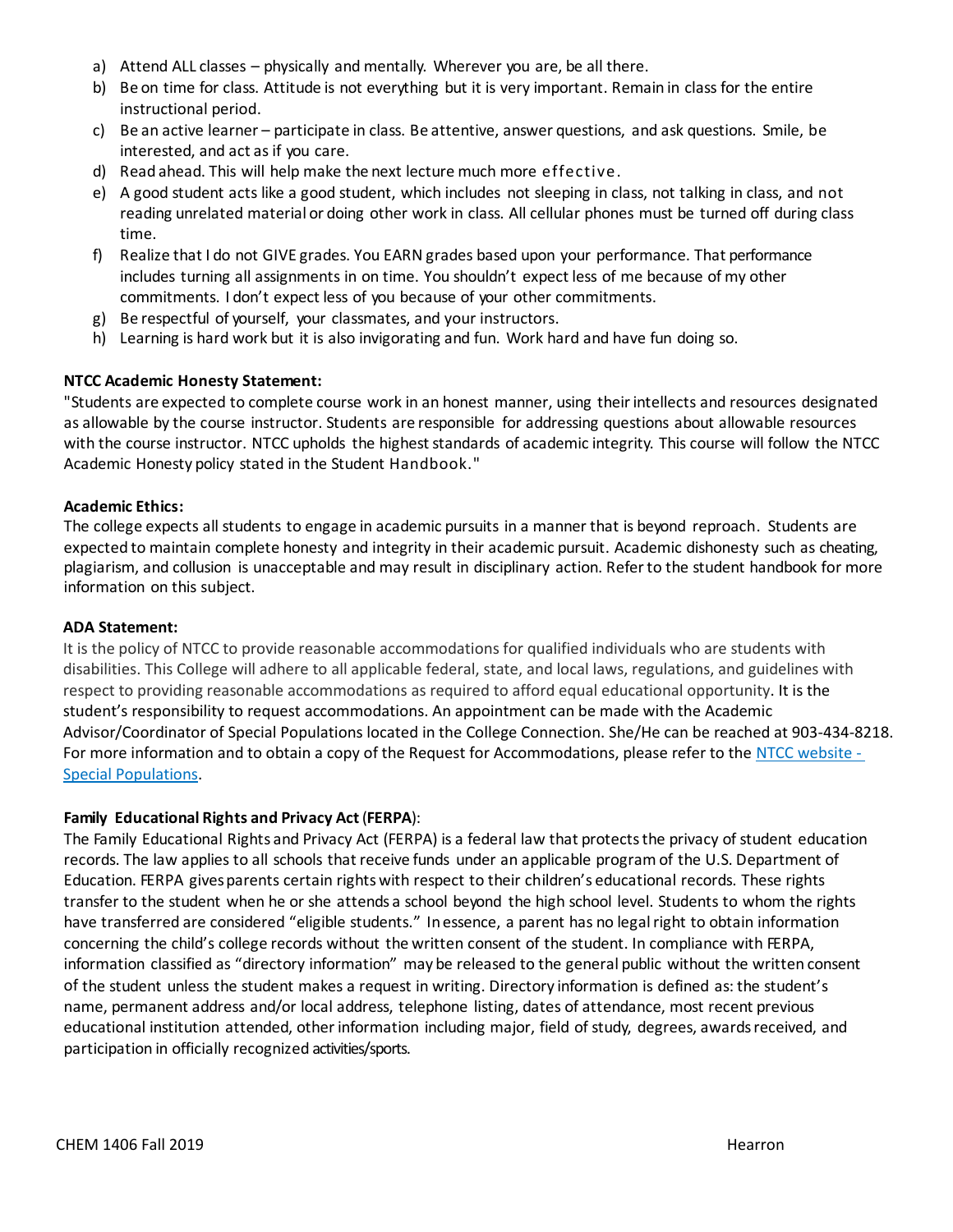a) Attend ALL classes – physically and mentally. Wherever you are, be all there.
b) Be on time for class. Attitude is not everything but it is very important. Remain in class for the entire instructional period.
c) Be an active learner – participate in class. Be attentive, answer questions, and ask questions. Smile, be interested, and act as if you care.
d) Read ahead. This will help make the next lecture much more effective.
e) A good student acts like a good student, which includes not sleeping in class, not talking in class, and not reading unrelated material or doing other work in class. All cellular phones must be turned off during class time.
f) Realize that I do not GIVE grades. You EARN grades based upon your performance. That performance includes turning all assignments in on time. You shouldn't expect less of me because of my other commitments. I don't expect less of you because of your other commitments.
g) Be respectful of yourself, your classmates, and your instructors.
h) Learning is hard work but it is also invigorating and fun. Work hard and have fun doing so.

**NTCC Academic Honesty Statement:**

"Students are expected to complete course work in an honest manner, using their intellects and resources designated as allowable by the course instructor. Students are responsible for addressing questions about allowable resources with the course instructor. NTCC upholds the highest standards of academic integrity. This course will follow the NTCC Academic Honesty policy stated in the Student Handbook."

**Academic Ethics:**

The college expects all students to engage in academic pursuits in a manner that is beyond reproach. Students are expected to maintain complete honesty and integrity in their academic pursuit. Academic dishonesty such as cheating, plagiarism, and collusion is unacceptable and may result in disciplinary action. Refer to the student handbook for more information on this subject.

**ADA Statement:**

It is the policy of NTCC to provide reasonable accommodations for qualified individuals who are students with disabilities. This College will adhere to all applicable federal, state, and local laws, regulations, and guidelines with respect to providing reasonable accommodations as required to afford equal educational opportunity. It is the student's responsibility to request accommodations. An appointment can be made with the Academic Advisor/Coordinator of Special Populations located in the College Connection. She/He can be reached at 903-434-8218. For more information and to obtain a copy of the Request for Accommodations, please refer to the NTCC website - Special Populations.

**Family Educational Rights and Privacy Act** (**FERPA**):

The Family Educational Rights and Privacy Act (FERPA) is a federal law that protects the privacy of student education records. The law applies to all schools that receive funds under an applicable program of the U.S. Department of Education. FERPA gives parents certain rights with respect to their children's educational records. These rights transfer to the student when he or she attends a school beyond the high school level. Students to whom the rights have transferred are considered "eligible students." In essence, a parent has no legal right to obtain information concerning the child's college records without the written consent of the student. In compliance with FERPA, information classified as "directory information" may be released to the general public without the written consent of the student unless the student makes a request in writing. Directory information is defined as: the student's name, permanent address and/or local address, telephone listing, dates of attendance, most recent previous educational institution attended, other information including major, field of study, degrees, awards received, and participation in officially recognized activities/sports.